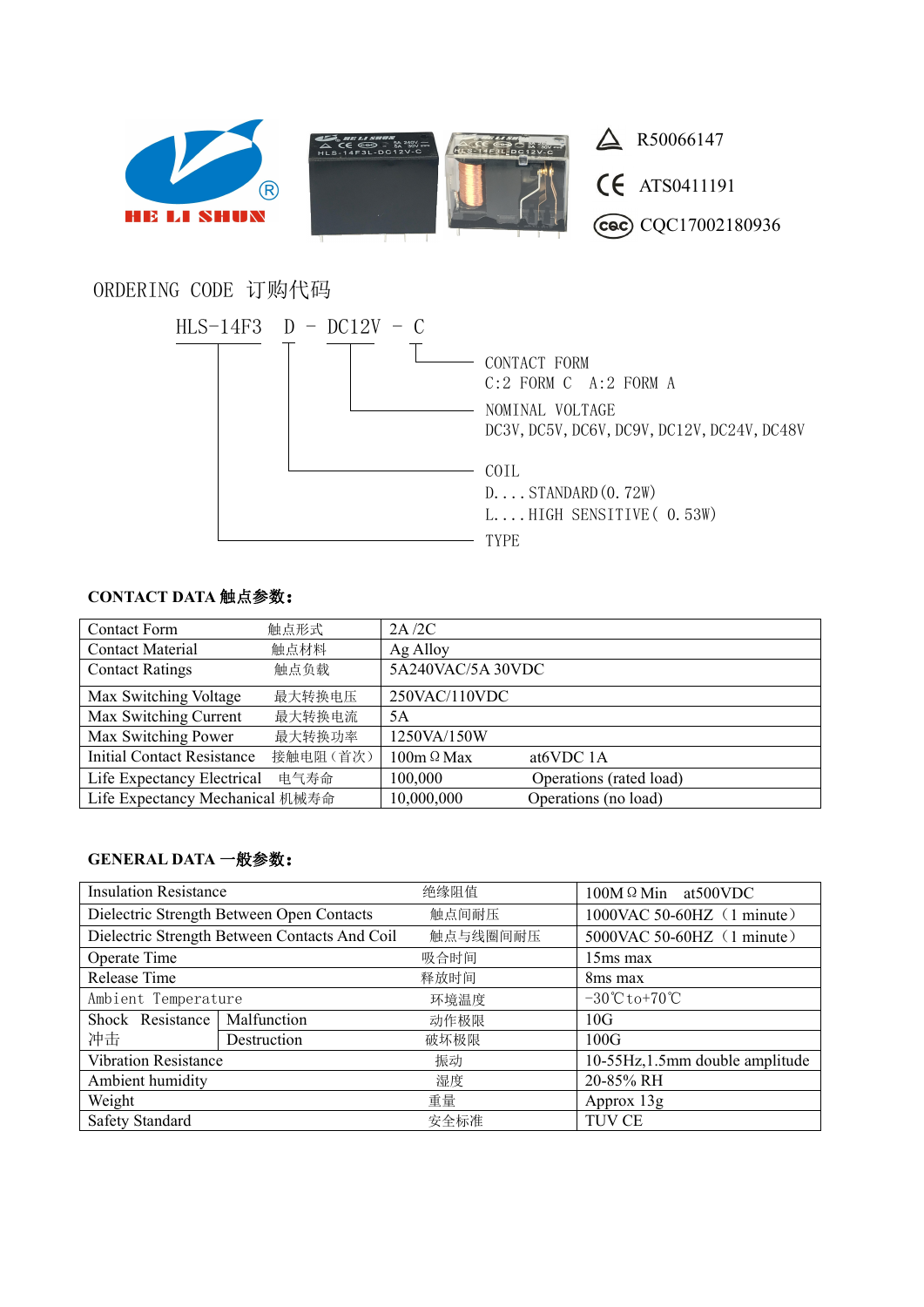HE LI SHUN

R50066147

ATS0411191

CQC17002180936

ORDERING CODE 订购代码

HLS-14F3 D - DC12V - C

CONTACT FORM
C:2 FORM C A:2 FORM A

NOMINAL VOLTAGE
DC3V, DC5V, DC6V, DC9V, DC12V, DC24V, DC48V

COIL
D....STANDARD(0.72W)
L....HIGH SENSITIVE( 0.53W)

TYPE

**CONTACT DATA 触点参数:**

| Contact Form 触点形式 | 2A /2C | |
|---|---|---|
| Contact Material 触点材料 | Ag Alloy | |
| Contact Ratings 触点负载 | 5A240VAC/5A 30VDC | |
| Max Switching Voltage 最大转换电压 | 250VAC/110VDC | |
| Max Switching Current 最大转换电流 | 5A | |
| Max Switching Power 最大转换功率 | 1250VA/150W | |
| Initial Contact Resistance 接触电阻(首次) | 100mΩMax | at6VDC 1A |
| Life Expectancy Electrical 电气寿命 | 100,000 | Operations (rated load) |
| Life Expectancy Mechanical 机械寿命 | 10,000,000 | Operations (no load) |

**GENERAL DATA 一般参数:**

| Insulation Resistance | | 绝缘阻值 | 100MΩMin at500VDC |
|---|---|---|---|
| Dielectric Strength Between Open Contacts | | 触点间耐压 | 1000VAC 50-60HZ(1 minute) |
| Dielectric Strength Between Contacts And Coil | | 触点与线圈间耐压 | 5000VAC 50-60HZ(1 minute) |
| Operate Time | | 吸合时间 | 15ms max |
| Release Time | | 释放时间 | 8ms max |
| Ambient Temperature | | 环境温度 | -30℃to+70℃ |
| Shock Resistance 冲击 | Malfunction | 动作极限 | 10G |
| | Destruction | 破坏极限 | 100G |
| Vibration Resistance | | 振动 | 10-55Hz,1.5mm double amplitude |
| Ambient humidity | | 湿度 | 20-85% RH |
| Weight | | 重量 | Approx 13g |
| Safety Standard | | 安全标准 | TUV CE |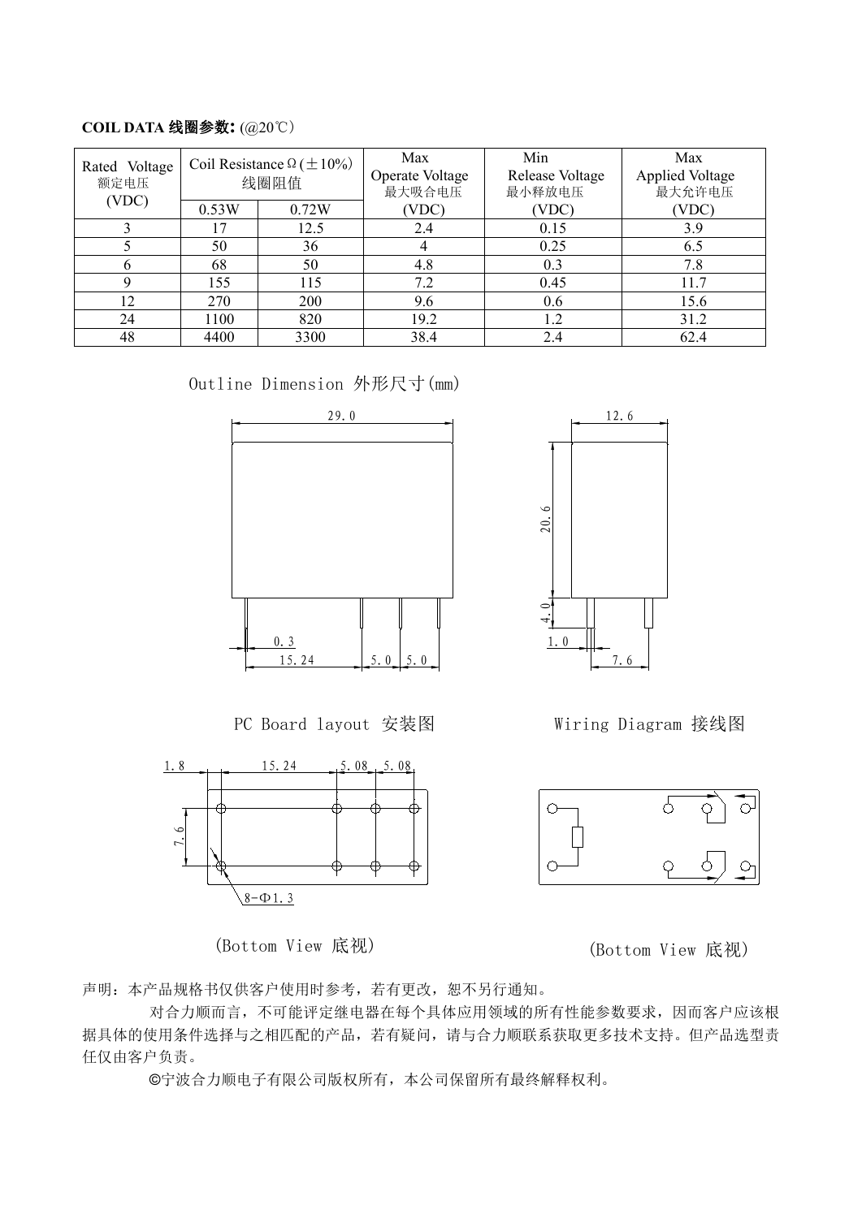**COIL DATA 线圈参数:** (@20℃)

| Rated Voltage 额定电压 (VDC) | Coil Resistance Ω(±10%) 线圈阻值 | | Max Operate Voltage 最大吸合电压 (VDC) | Min Release Voltage 最小释放电压 (VDC) | Max Applied Voltage 最大允许电压 (VDC) |
|---|---|---|---|---|---|
| | 0.53W | 0.72W | | | |
| 3 | 17 | 12.5 | 2.4 | 0.15 | 3.9 |
| 5 | 50 | 36 | 4 | 0.25 | 6.5 |
| 6 | 68 | 50 | 4.8 | 0.3 | 7.8 |
| 9 | 155 | 115 | 7.2 | 0.45 | 11.7 |
| 12 | 270 | 200 | 9.6 | 0.6 | 15.6 |
| 24 | 1100 | 820 | 19.2 | 1.2 | 31.2 |
| 48 | 4400 | 3300 | 38.4 | 2.4 | 62.4 |

Outline Dimension 外形尺寸(mm)

29.0
0.3
15.24
5.0
5.0
12.6
20.6
4.0
1.0
7.6

PC Board layout 安装图

1.8
15.24
5.08
5.08
7.6
8-Φ1.3

(Bottom View 底视)

Wiring Diagram 接线图

(Bottom View 底视)

声明：本产品规格书仅供客户使用时参考，若有更改，恕不另行通知。

对合力顺而言，不可能评定继电器在每个具体应用领域的所有性能参数要求，因而客户应该根据具体的使用条件选择与之相匹配的产品，若有疑问，请与合力顺联系获取更多技术支持。但产品选型责任仅由客户负责。

©宁波合力顺电子有限公司版权所有，本公司保留所有最终解释权利。